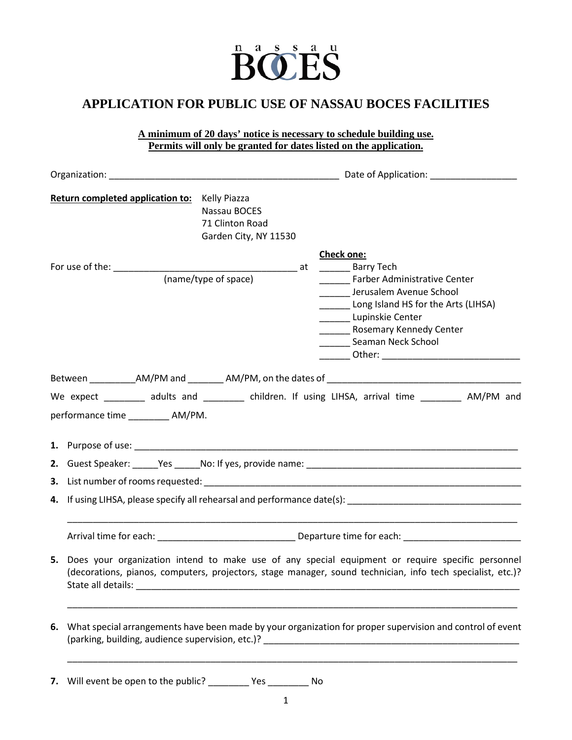nassau BOCES

# APPLICATION FOR PUBLIC USE OF NASSAU BOCES FACILITIES

**A minimum of 20 days' notice is necessary to schedule building use.**
**Permits will only be granted for dates listed on the application.**

Organization: ______________________________________________ Date of Application: _________________

**Return completed application to:** Kelly Piazza
Nassau BOCES
71 Clinton Road
Garden City, NY 11530

For use of the: ____________________________________ at
(name/type of space)

**Check one:**

______ Barry Tech
______ Farber Administrative Center
______ Jerusalem Avenue School
______ Long Island HS for the Arts (LIHSA)
______ Lupinskie Center
______ Rosemary Kennedy Center
______ Seaman Neck School
______ Other: ___________________________

Between _________AM/PM and _______ AM/PM, on the dates of ______________________________________

We expect ________ adults and ________ children. If using LIHSA, arrival time ________ AM/PM and performance time ________ AM/PM.

1. Purpose of use: ________________________________________________________________________________
2. Guest Speaker: _____Yes _____No: If yes, provide name: ___________________________________________
3. List number of rooms requested: _____________________________________________________________
4. If using LIHSA, please specify all rehearsal and performance date(s): _________________________________

   ______________________________________________________________________________________________

   Arrival time for each: ___________________________ Departure time for each: _______________________
5. Does your organization intend to make use of any special equipment or require specific personnel (decorations, pianos, computers, projectors, stage manager, sound technician, info tech specialist, etc.)? State all details: _____________________________________________________________________________

   ______________________________________________________________________________________________
6. What special arrangements have been made by your organization for proper supervision and control of event (parking, building, audience supervision, etc.)? ____________________________________________________

   ______________________________________________________________________________________________
7. Will event be open to the public? ________ Yes ________ No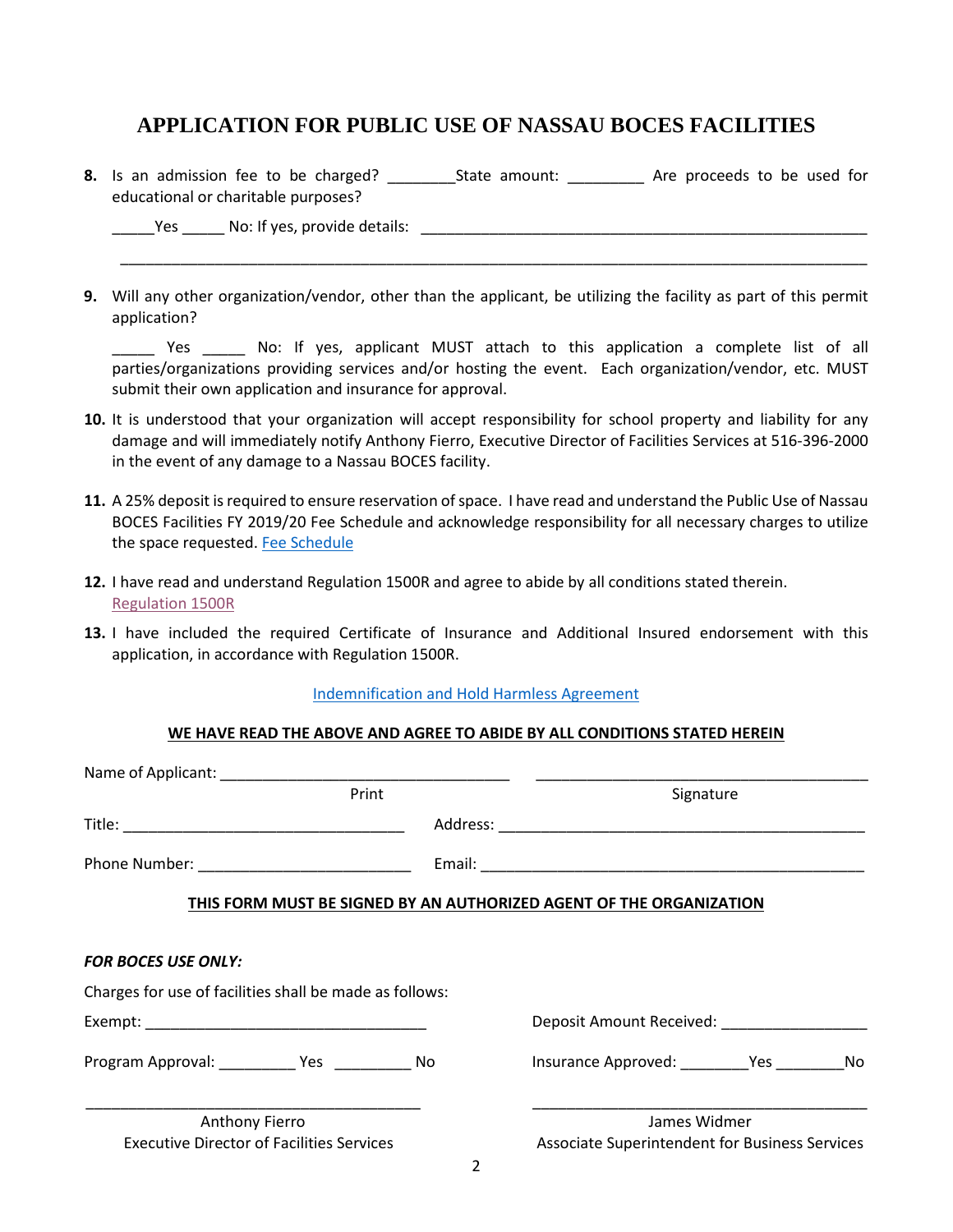# APPLICATION FOR PUBLIC USE OF NASSAU BOCES FACILITIES

**8.** Is an admission fee to be charged? ________State amount: _________ Are proceeds to be used for educational or charitable purposes?

_____Yes _____ No: If yes, provide details: _______________________________________________________

_____________________________________________________________________________________________

**9.** Will any other organization/vendor, other than the applicant, be utilizing the facility as part of this permit application?

_____ Yes _____ No: If yes, applicant MUST attach to this application a complete list of all parties/organizations providing services and/or hosting the event. Each organization/vendor, etc. MUST submit their own application and insurance for approval.

**10.** It is understood that your organization will accept responsibility for school property and liability for any damage and will immediately notify Anthony Fierro, Executive Director of Facilities Services at 516-396-2000 in the event of any damage to a Nassau BOCES facility.

**11.** A 25% deposit is required to ensure reservation of space. I have read and understand the Public Use of Nassau BOCES Facilities FY 2019/20 Fee Schedule and acknowledge responsibility for all necessary charges to utilize the space requested. Fee Schedule

**12.** I have read and understand Regulation 1500R and agree to abide by all conditions stated therein. Regulation 1500R

**13.** I have included the required Certificate of Insurance and Additional Insured endorsement with this application, in accordance with Regulation 1500R.

Indemnification and Hold Harmless Agreement

**WE HAVE READ THE ABOVE AND AGREE TO ABIDE BY ALL CONDITIONS STATED HEREIN**

Name of Applicant: ___________________________________ ________________________________________

Print Signature

Title: _________________________________ Address: _____________________________________________

Phone Number: _________________________ Email: _______________________________________________

**THIS FORM MUST BE SIGNED BY AN AUTHORIZED AGENT OF THE ORGANIZATION**

***FOR BOCES USE ONLY:***

Charges for use of facilities shall be made as follows:

Exempt: _________________________________ Deposit Amount Received: _________________

Program Approval: _________ Yes _________ No Insurance Approved: ________Yes ________No

________________________________________ ________________________________________

Anthony Fierro
Executive Director of Facilities Services

James Widmer
Associate Superintendent for Business Services